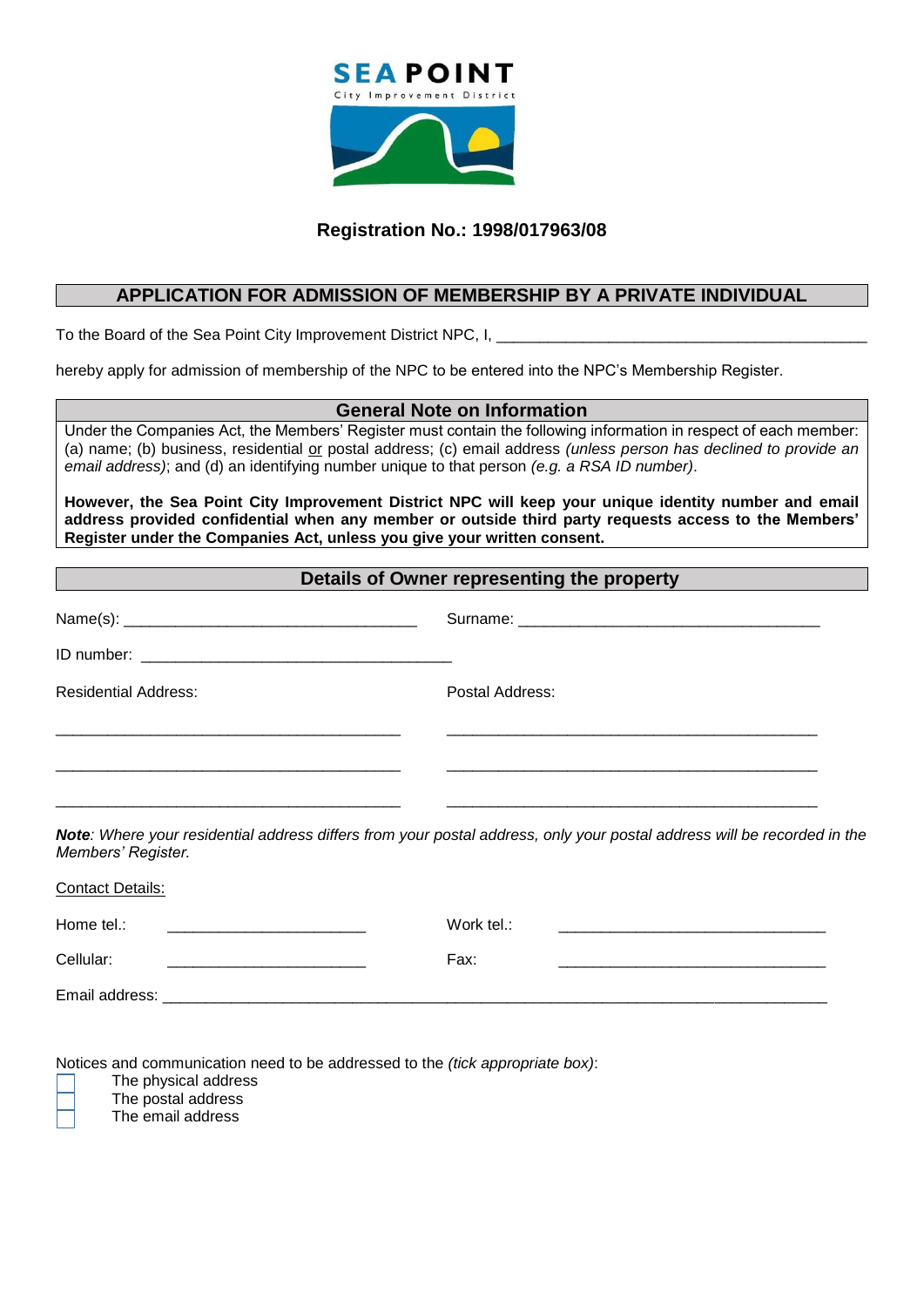**SEA POINT**
City Improvement District

**Registration No.: 1998/017963/08**

## APPLICATION FOR ADMISSION OF MEMBERSHIP BY A PRIVATE INDIVIDUAL

To the Board of the Sea Point City Improvement District NPC, I, ____________________________________________

hereby apply for admission of membership of the NPC to be entered into the NPC's Membership Register.

### General Note on Information

Under the Companies Act, the Members' Register must contain the following information in respect of each member: (a) name; (b) business, residential or postal address; (c) email address *(unless person has declined to provide an email address)*; and (d) an identifying number unique to that person *(e.g. a RSA ID number)*.

**However, the Sea Point City Improvement District NPC will keep your unique identity number and email address provided confidential when any member or outside third party requests access to the Members' Register under the Companies Act, unless you give your written consent.**

### Details of Owner representing the property

Name(s): __________________________________ Surname: ___________________________________

ID number: ____________________________________

Residential Address:

________________________________________

________________________________________

________________________________________

Postal Address:

___________________________________________

___________________________________________

___________________________________________

***Note****: Where your residential address differs from your postal address, only your postal address will be recorded in the Members' Register.*

Contact Details:

Home tel.: _______________________ Work tel.: _______________________________

Cellular: _______________________ Fax: _______________________________

Email address: _____________________________________________________________________________

Notices and communication need to be addressed to the *(tick appropriate box)*:

- ☐ The physical address
- ☐ The postal address
- ☐ The email address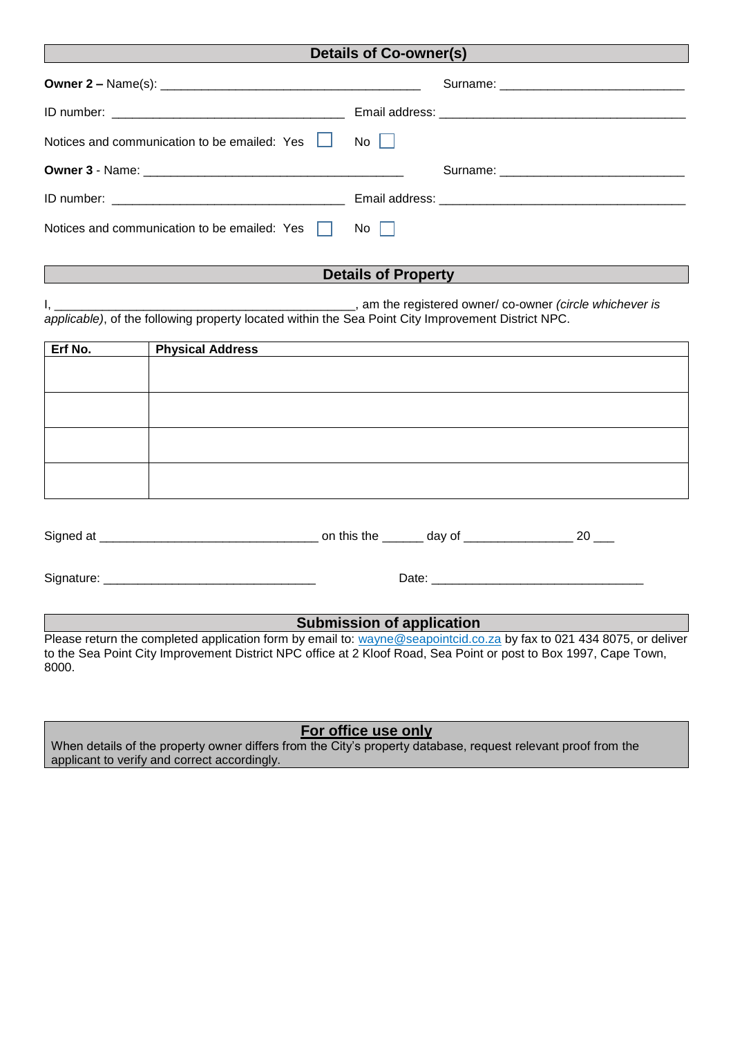## Details of Co-owner(s)

**Owner 2 –** Name(s): ______________________________________ Surname: ___________________________

ID number: __________________________________ Email address: ____________________________________

Notices and communication to be emailed: Yes ☐ No ☐

**Owner 3** - Name: ______________________________________ Surname: ___________________________

ID number: __________________________________ Email address: ____________________________________

Notices and communication to be emailed: Yes ☐ No ☐

## Details of Property

I, ______________________________________________, am the registered owner/ co-owner *(circle whichever is applicable)*, of the following property located within the Sea Point City Improvement District NPC.

| Erf No. | Physical Address |
|---|---|
| | |
| | |
| | |
| | |

Signed at ________________________________ on this the ______ day of ________________ 20 ___

Signature: _______________________________ Date: _______________________________

## Submission of application

Please return the completed application form by email to: wayne@seapointcid.co.za by fax to 021 434 8075, or deliver to the Sea Point City Improvement District NPC office at 2 Kloof Road, Sea Point or post to Box 1997, Cape Town, 8000.

## For office use only

When details of the property owner differs from the City's property database, request relevant proof from the applicant to verify and correct accordingly.